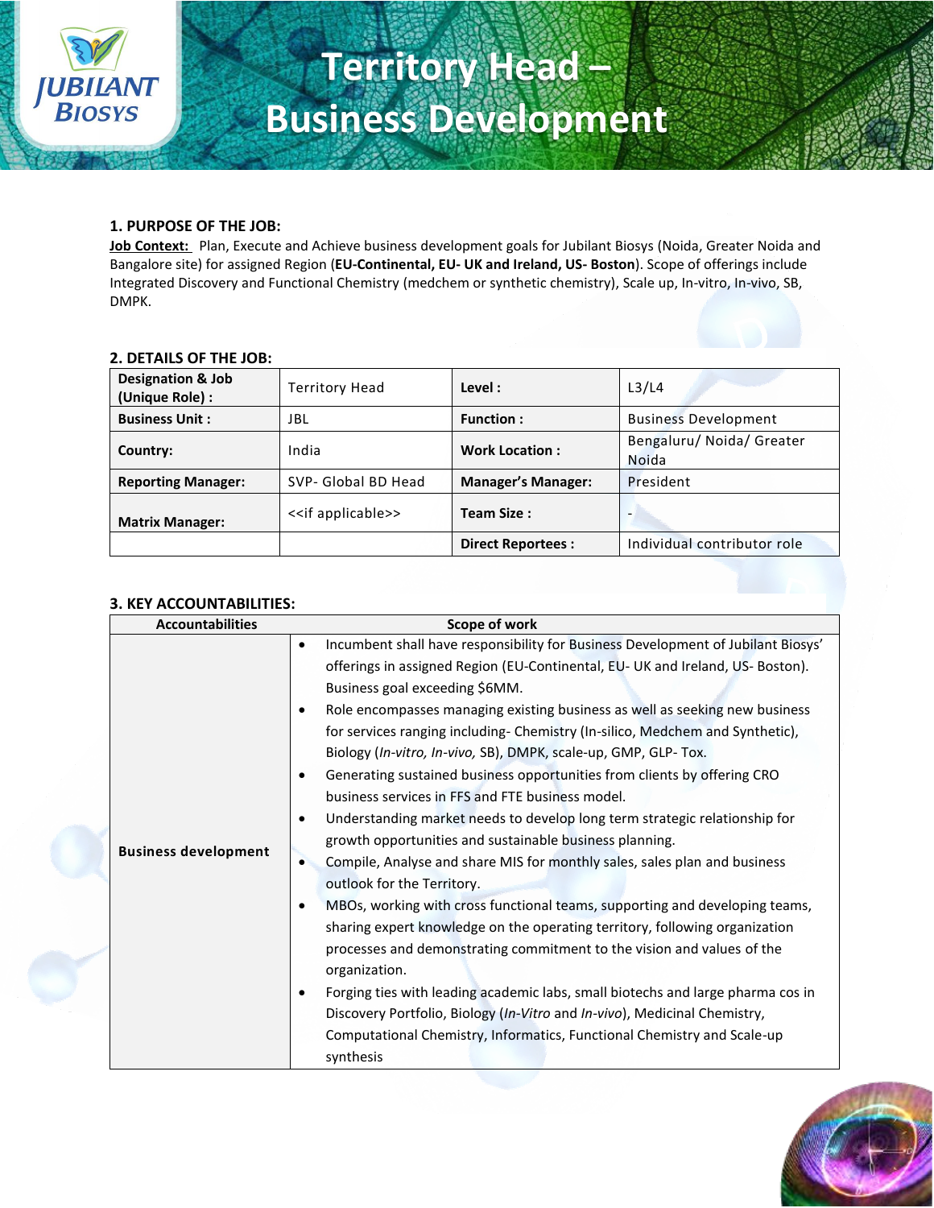# Territory Head – Business Development

## 1. PURPOSE OF THE JOB:

**Job Context:** Plan, Execute and Achieve business development goals for Jubilant Biosys (Noida, Greater Noida and Bangalore site) for assigned Region (**EU-Continental, EU- UK and Ireland, US- Boston**). Scope of offerings include Integrated Discovery and Functional Chemistry (medchem or synthetic chemistry), Scale up, In-vitro, In-vivo, SB, DMPK.

## 2. DETAILS OF THE JOB:

| **Designation & Job (Unique Role) :** | Territory Head | **Level :** | L3/L4 |
|---|---|---|---|
| **Business Unit :** | JBL | **Function :** | Business Development |
| **Country:** | India | **Work Location :** | Bengaluru/ Noida/ Greater Noida |
| **Reporting Manager:** | SVP- Global BD Head | **Manager's Manager:** | President |
| **Matrix Manager:** | <<if applicable>> | **Team Size :** | - |
| | | **Direct Reportees :** | Individual contributor role |

## 3. KEY ACCOUNTABILITIES:

| Accountabilities | Scope of work |
|---|---|
| **Business development** | • Incumbent shall have responsibility for Business Development of Jubilant Biosys' offerings in assigned Region (EU-Continental, EU- UK and Ireland, US- Boston). Business goal exceeding $6MM.<br>• Role encompasses managing existing business as well as seeking new business for services ranging including- Chemistry (In-silico, Medchem and Synthetic), Biology (*In-vitro, In-vivo,* SB), DMPK, scale-up, GMP, GLP- Tox.<br>• Generating sustained business opportunities from clients by offering CRO business services in FFS and FTE business model.<br>• Understanding market needs to develop long term strategic relationship for growth opportunities and sustainable business planning.<br>• Compile, Analyse and share MIS for monthly sales, sales plan and business outlook for the Territory.<br>• MBOs, working with cross functional teams, supporting and developing teams, sharing expert knowledge on the operating territory, following organization processes and demonstrating commitment to the vision and values of the organization.<br>• Forging ties with leading academic labs, small biotechs and large pharma cos in Discovery Portfolio, Biology (*In-Vitro* and *In-vivo*), Medicinal Chemistry, Computational Chemistry, Informatics, Functional Chemistry and Scale-up synthesis |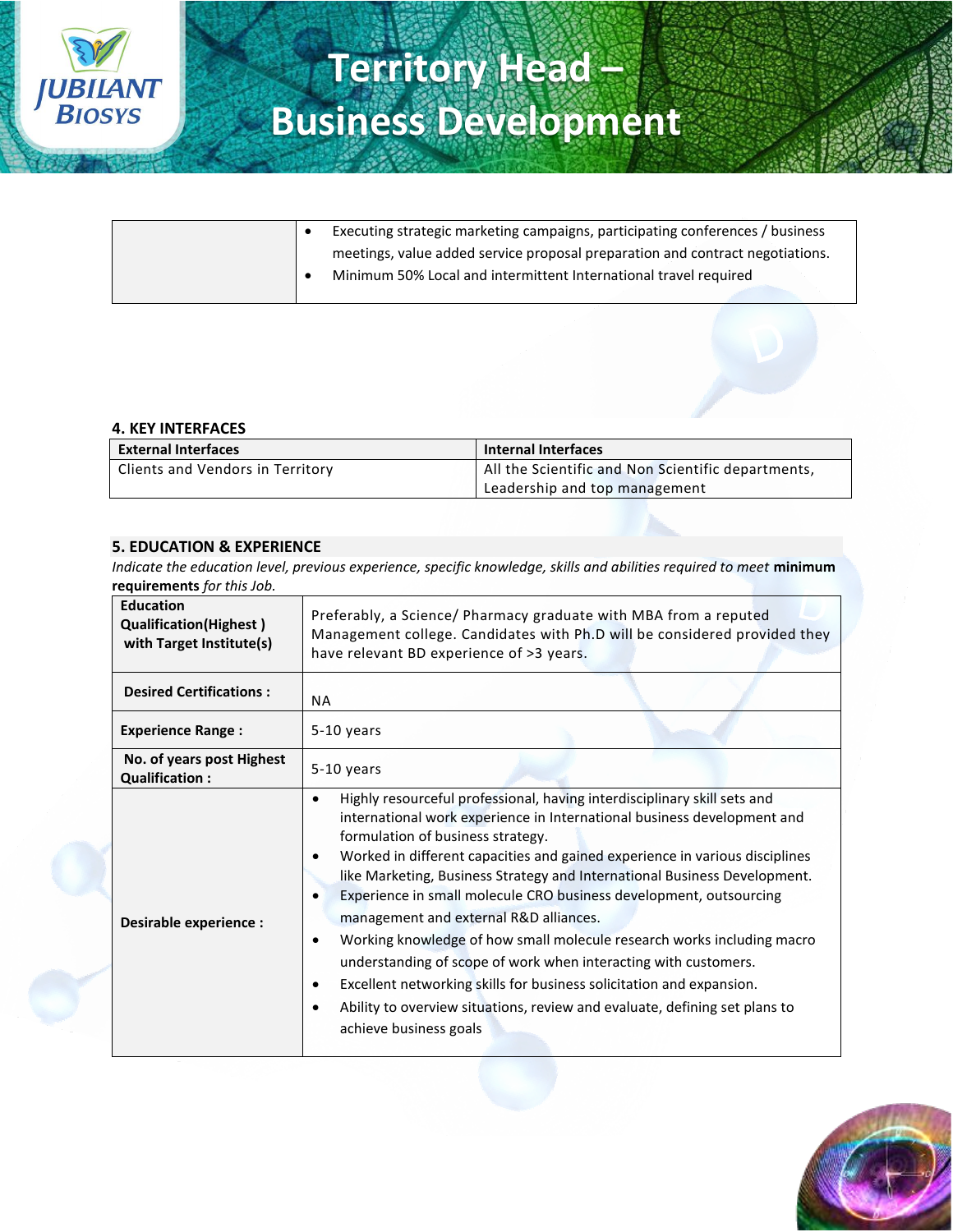| | |
|---|---|
| | • Executing strategic marketing campaigns, participating conferences / business meetings, value added service proposal preparation and contract negotiations.<br>• Minimum 50% Local and intermittent International travel required |

## 4. KEY INTERFACES

| External Interfaces | Internal Interfaces |
|---|---|
| Clients and Vendors in Territory | All the Scientific and Non Scientific departments, Leadership and top management |

## 5. EDUCATION & EXPERIENCE

*Indicate the education level, previous experience, specific knowledge, skills and abilities required to meet* **minimum requirements** *for this Job.*

| | |
|---|---|
| **Education Qualification(Highest ) with Target Institute(s)** | Preferably, a Science/ Pharmacy graduate with MBA from a reputed Management college. Candidates with Ph.D will be considered provided they have relevant BD experience of >3 years. |
| **Desired Certifications :** | NA |
| **Experience Range :** | 5-10 years |
| **No. of years post Highest Qualification :** | 5-10 years |
| **Desirable experience :** | • Highly resourceful professional, having interdisciplinary skill sets and international work experience in International business development and formulation of business strategy.<br>• Worked in different capacities and gained experience in various disciplines like Marketing, Business Strategy and International Business Development.<br>• Experience in small molecule CRO business development, outsourcing management and external R&D alliances.<br>• Working knowledge of how small molecule research works including macro understanding of scope of work when interacting with customers.<br>• Excellent networking skills for business solicitation and expansion.<br>• Ability to overview situations, review and evaluate, defining set plans to achieve business goals |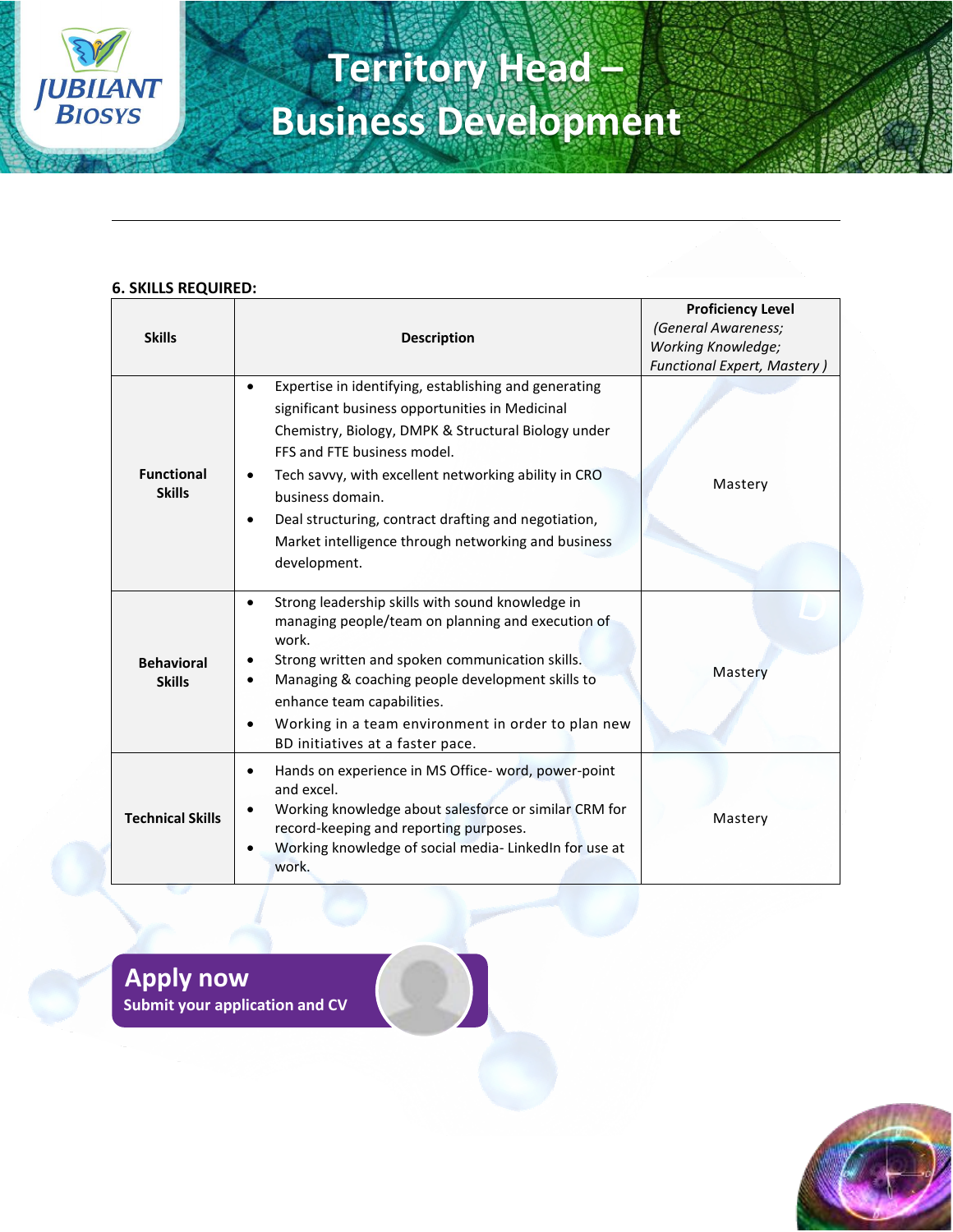# Territory Head – Business Development

**6. SKILLS REQUIRED:**

| Skills | Description | Proficiency Level *(General Awareness; Working Knowledge; Functional Expert, Mastery )* |
|---|---|---|
| **Functional Skills** | • Expertise in identifying, establishing and generating significant business opportunities in Medicinal Chemistry, Biology, DMPK & Structural Biology under FFS and FTE business model.<br>• Tech savvy, with excellent networking ability in CRO business domain.<br>• Deal structuring, contract drafting and negotiation, Market intelligence through networking and business development. | Mastery |
| **Behavioral Skills** | • Strong leadership skills with sound knowledge in managing people/team on planning and execution of work.<br>• Strong written and spoken communication skills.<br>• Managing & coaching people development skills to enhance team capabilities.<br>• Working in a team environment in order to plan new BD initiatives at a faster pace. | Mastery |
| **Technical Skills** | • Hands on experience in MS Office- word, power-point and excel.<br>• Working knowledge about salesforce or similar CRM for record-keeping and reporting purposes.<br>• Working knowledge of social media- LinkedIn for use at work. | Mastery |

**Apply now**
Submit your application and CV